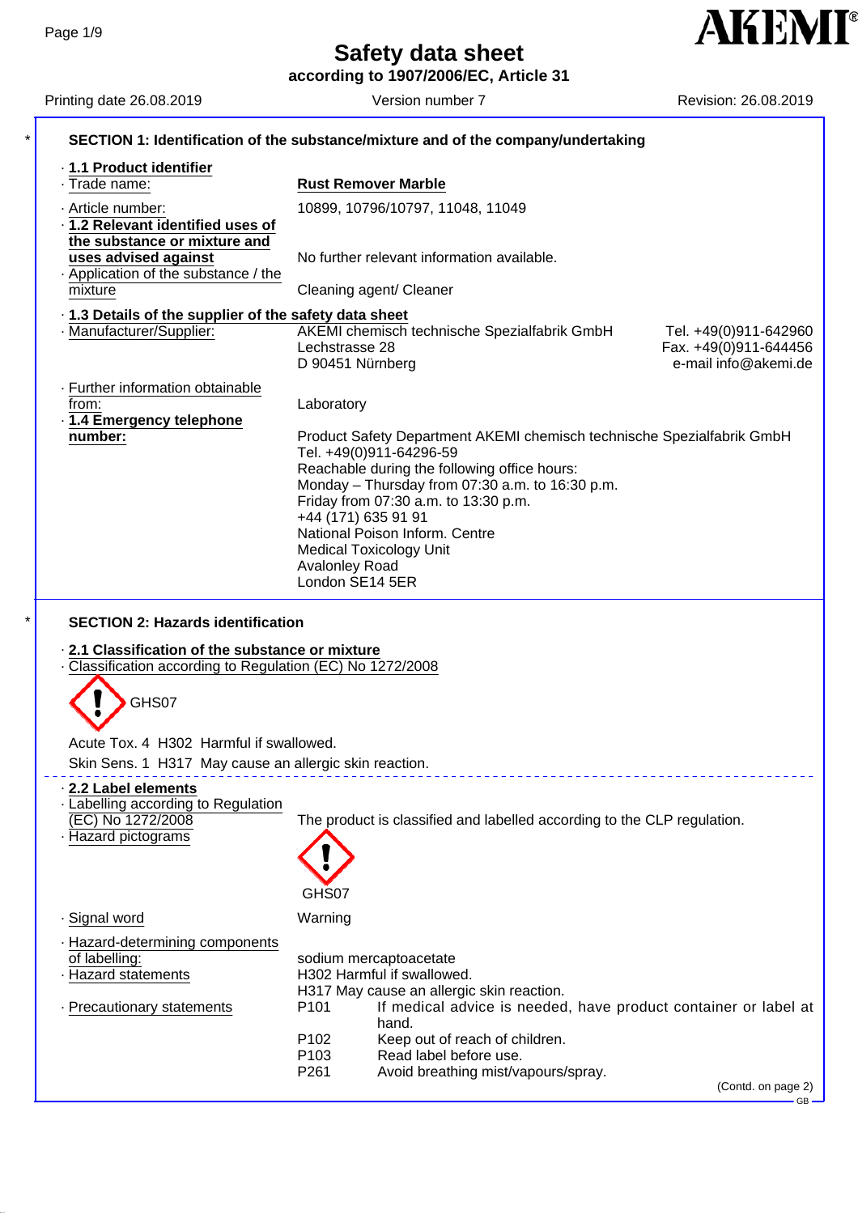# Safety data sheet

**according to 1907/2006/EC, Article 31**

Printing date 26.08.2019 | Version number 7 | Revision: 26.08.2019

## SECTION 1: Identification of the substance/mixture and of the company/undertaking

· **1.1 Product identifier**

· Trade name: **Rust Remover Marble**

· Article number: 10899, 10796/10797, 11048, 11049

· **1.2 Relevant identified uses of the substance or mixture and uses advised against** No further relevant information available.

· Application of the substance / the mixture: Cleaning agent/ Cleaner

· **1.3 Details of the supplier of the safety data sheet**

· Manufacturer/Supplier:
AKEMI chemisch technische Spezialfabrik GmbH
Lechstrasse 28
D 90451 Nürnberg
Tel. +49(0)911-642960
Fax. +49(0)911-644456
e-mail info@akemi.de

· Further information obtainable from: Laboratory

· **1.4 Emergency telephone number:**
Product Safety Department AKEMI chemisch technische Spezialfabrik GmbH
Tel. +49(0)911-64296-59
Reachable during the following office hours:
Monday – Thursday from 07:30 a.m. to 16:30 p.m.
Friday from 07:30 a.m. to 13:30 p.m.
+44 (171) 635 91 91
National Poison Inform. Centre
Medical Toxicology Unit
Avalonley Road
London SE14 5ER

## SECTION 2: Hazards identification

· **2.1 Classification of the substance or mixture**

· Classification according to Regulation (EC) No 1272/2008

GHS07

Acute Tox. 4 H302 Harmful if swallowed.

Skin Sens. 1 H317 May cause an allergic skin reaction.

· **2.2 Label elements**

· Labelling according to Regulation (EC) No 1272/2008: The product is classified and labelled according to the CLP regulation.

· Hazard pictograms

GHS07

· Signal word: Warning

· Hazard-determining components of labelling:
sodium mercaptoacetate

· Hazard statements
H302 Harmful if swallowed.
H317 May cause an allergic skin reaction.

· Precautionary statements
P101 If medical advice is needed, have product container or label at hand.
P102 Keep out of reach of children.
P103 Read label before use.
P261 Avoid breathing mist/vapours/spray.

(Contd. on page 2)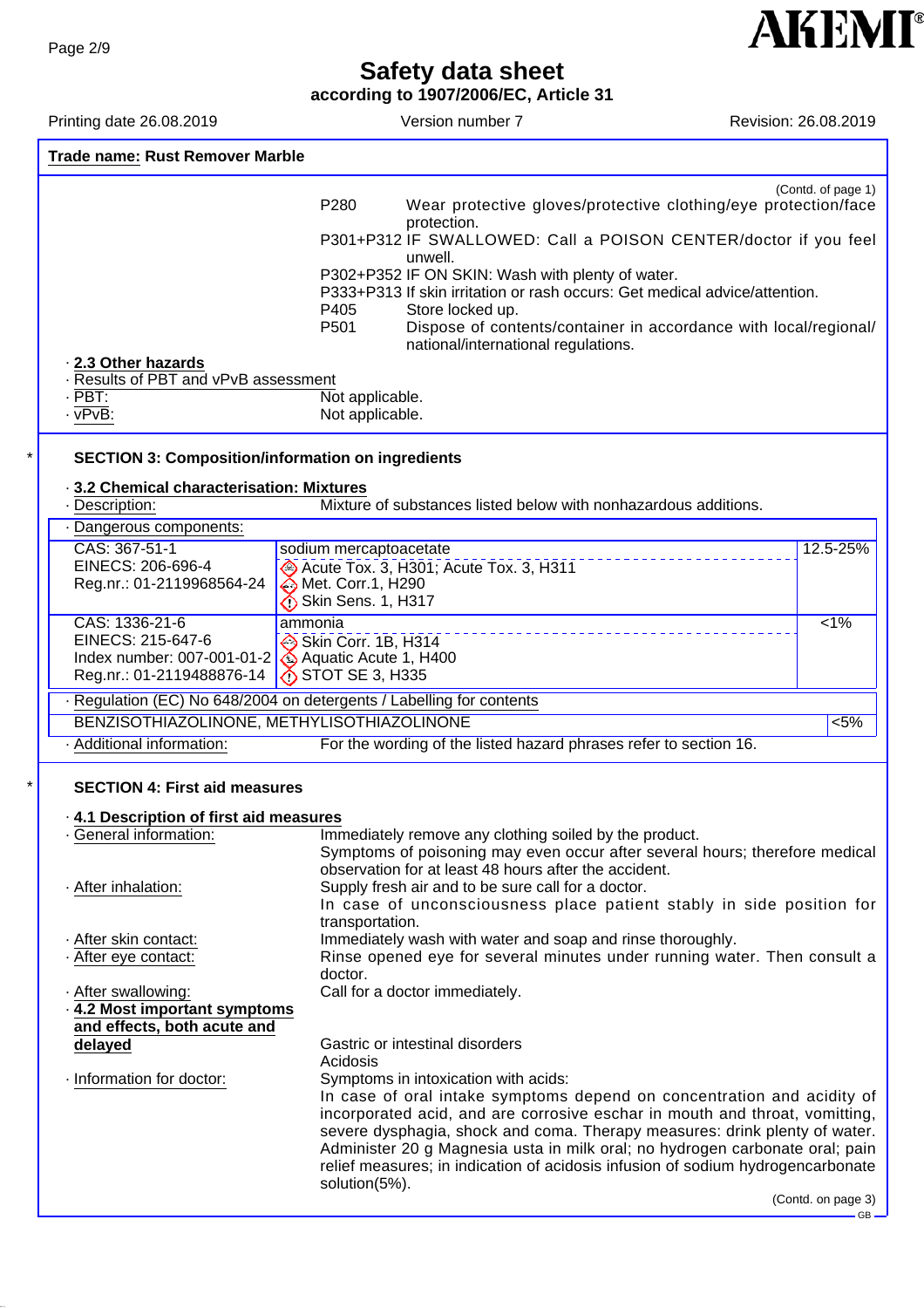**Trade name: Rust Remover Marble**

(Contd. of page 1)

P280 Wear protective gloves/protective clothing/eye protection/face protection.
P301+P312 IF SWALLOWED: Call a POISON CENTER/doctor if you feel unwell.
P302+P352 IF ON SKIN: Wash with plenty of water.
P333+P313 If skin irritation or rash occurs: Get medical advice/attention.
P405 Store locked up.
P501 Dispose of contents/container in accordance with local/regional/ national/international regulations.

· **2.3 Other hazards**
· Results of PBT and vPvB assessment
· PBT: Not applicable.
· vPvB: Not applicable.

\* **SECTION 3: Composition/information on ingredients**

· **3.2 Chemical characterisation: Mixtures**
· Description: Mixture of substances listed below with nonhazardous additions.

· Dangerous components:

| Identifiers | Substance / Classification | Concentration |
|---|---|---|
| CAS: 367-51-1<br>EINECS: 206-696-4<br>Reg.nr.: 01-2119968564-24 | sodium mercaptoacetate<br>Acute Tox. 3, H301; Acute Tox. 3, H311<br>Met. Corr.1, H290<br>Skin Sens. 1, H317 | 12.5-25% |
| CAS: 1336-21-6<br>EINECS: 215-647-6<br>Index number: 007-001-01-2<br>Reg.nr.: 01-2119488876-14 | ammonia<br>Skin Corr. 1B, H314<br>Aquatic Acute 1, H400<br>STOT SE 3, H335 | <1% |

· Regulation (EC) No 648/2004 on detergents / Labelling for contents

| | |
|---|---|
| BENZISOTHIAZOLINONE, METHYLISOTHIAZOLINONE | <5% |

· Additional information: For the wording of the listed hazard phrases refer to section 16.

\* **SECTION 4: First aid measures**

· **4.1 Description of first aid measures**
· General information: Immediately remove any clothing soiled by the product.
Symptoms of poisoning may even occur after several hours; therefore medical observation for at least 48 hours after the accident.
· After inhalation: Supply fresh air and to be sure call for a doctor.
In case of unconsciousness place patient stably in side position for transportation.
· After skin contact: Immediately wash with water and soap and rinse thoroughly.
· After eye contact: Rinse opened eye for several minutes under running water. Then consult a doctor.
· After swallowing: Call for a doctor immediately.
· **4.2 Most important symptoms and effects, both acute and delayed** Gastric or intestinal disorders
Acidosis
· Information for doctor: Symptoms in intoxication with acids:
In case of oral intake symptoms depend on concentration and acidity of incorporated acid, and are corrosive eschar in mouth and throat, vomitting, severe dysphagia, shock and coma. Therapy measures: drink plenty of water. Administer 20 g Magnesia usta in milk oral; no hydrogen carbonate oral; pain relief measures; in indication of acidosis infusion of sodium hydrogencarbonate solution(5%).

(Contd. on page 3)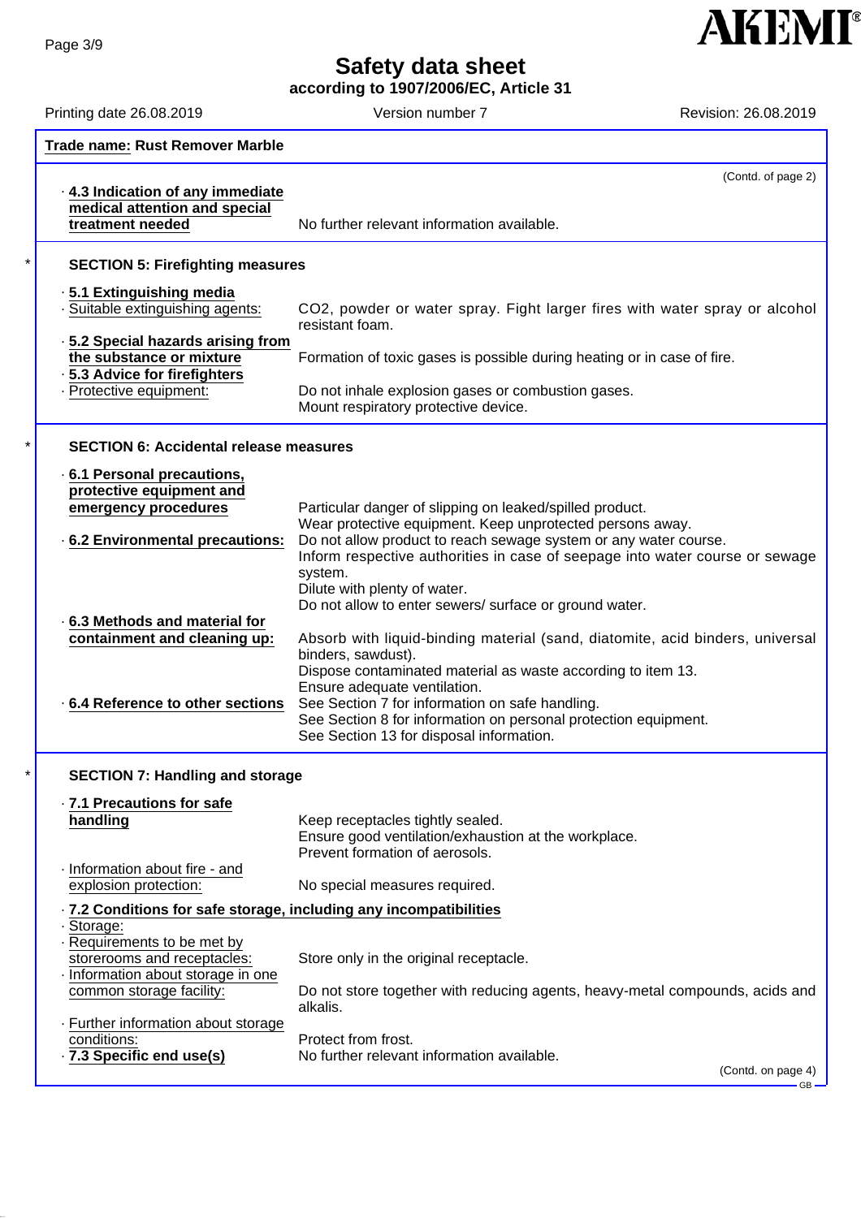**Trade name: Rust Remover Marble**

(Contd. of page 2)

· **4.3 Indication of any immediate medical attention and special treatment needed** No further relevant information available.

## * SECTION 5: Firefighting measures

· **5.1 Extinguishing media**
· Suitable extinguishing agents: $CO_2$, powder or water spray. Fight larger fires with water spray or alcohol resistant foam.
· **5.2 Special hazards arising from the substance or mixture** Formation of toxic gases is possible during heating or in case of fire.
· **5.3 Advice for firefighters**
· Protective equipment: Do not inhale explosion gases or combustion gases.
Mount respiratory protective device.

## * SECTION 6: Accidental release measures

· **6.1 Personal precautions, protective equipment and emergency procedures** Particular danger of slipping on leaked/spilled product.
Wear protective equipment. Keep unprotected persons away.
· **6.2 Environmental precautions:** Do not allow product to reach sewage system or any water course.
Inform respective authorities in case of seepage into water course or sewage system.
Dilute with plenty of water.
Do not allow to enter sewers/ surface or ground water.
· **6.3 Methods and material for containment and cleaning up:** Absorb with liquid-binding material (sand, diatomite, acid binders, universal binders, sawdust).
Dispose contaminated material as waste according to item 13.
Ensure adequate ventilation.
· **6.4 Reference to other sections** See Section 7 for information on safe handling.
See Section 8 for information on personal protection equipment.
See Section 13 for disposal information.

## * SECTION 7: Handling and storage

· **7.1 Precautions for safe handling** Keep receptacles tightly sealed.
Ensure good ventilation/exhaustion at the workplace.
Prevent formation of aerosols.
· Information about fire - and explosion protection: No special measures required.
· **7.2 Conditions for safe storage, including any incompatibilities**
· Storage:
· Requirements to be met by storerooms and receptacles: Store only in the original receptacle.
· Information about storage in one common storage facility: Do not store together with reducing agents, heavy-metal compounds, acids and alkalis.
· Further information about storage conditions: Protect from frost.
· **7.3 Specific end use(s)** No further relevant information available.

(Contd. on page 4)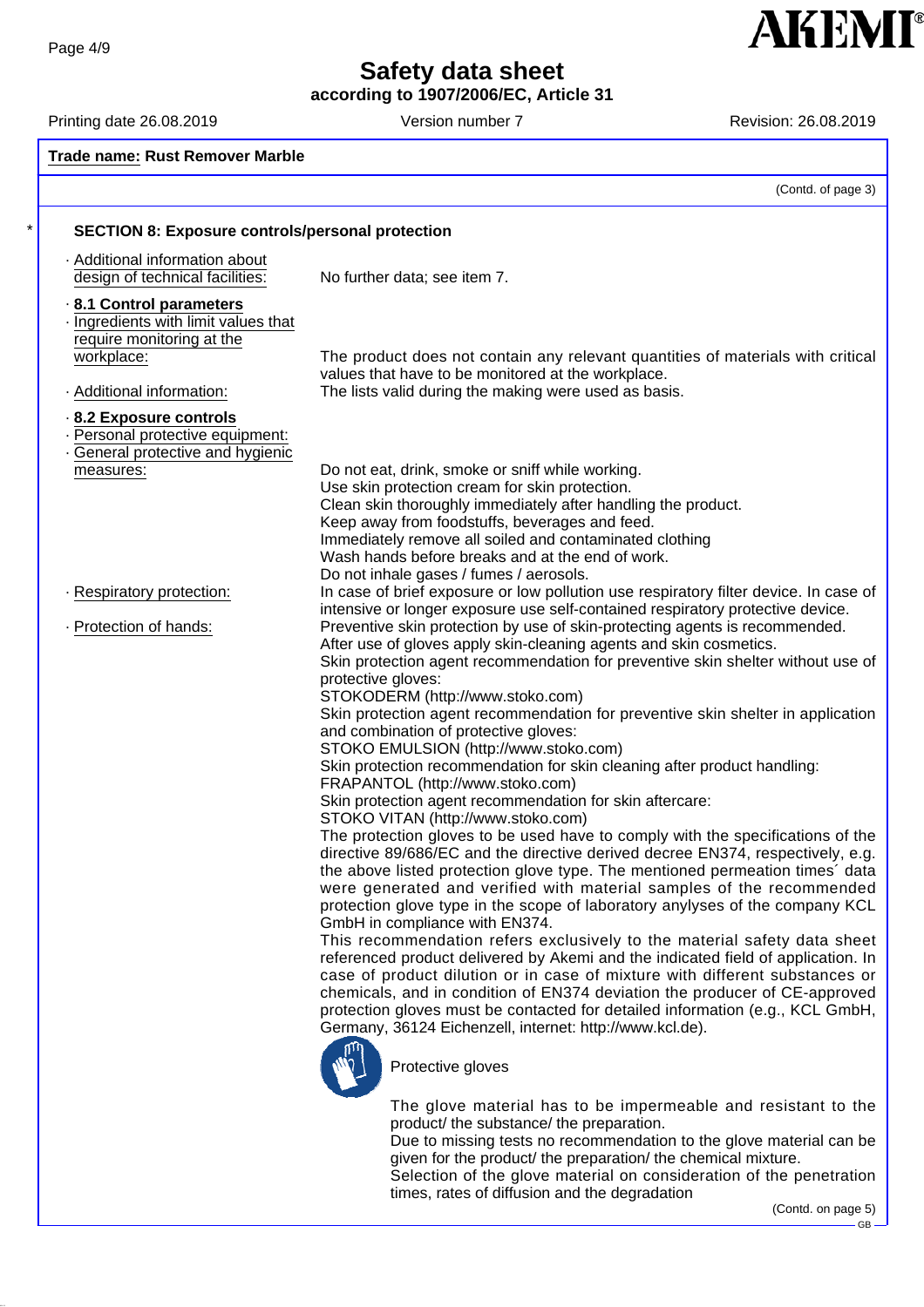**Trade name: Rust Remover Marble**

(Contd. of page 3)

## SECTION 8: Exposure controls/personal protection

- **Additional information about design of technical facilities:** No further data; see item 7.

- **8.1 Control parameters**
- **Ingredients with limit values that require monitoring at the workplace:** The product does not contain any relevant quantities of materials with critical values that have to be monitored at the workplace.
- **Additional information:** The lists valid during the making were used as basis.

- **8.2 Exposure controls**
- **Personal protective equipment:**
- **General protective and hygienic measures:**
  Do not eat, drink, smoke or sniff while working.
  Use skin protection cream for skin protection.
  Clean skin thoroughly immediately after handling the product.
  Keep away from foodstuffs, beverages and feed.
  Immediately remove all soiled and contaminated clothing
  Wash hands before breaks and at the end of work.
  Do not inhale gases / fumes / aerosols.
- **Respiratory protection:** In case of brief exposure or low pollution use respiratory filter device. In case of intensive or longer exposure use self-contained respiratory protective device.
- **Protection of hands:** Preventive skin protection by use of skin-protecting agents is recommended.
  After use of gloves apply skin-cleaning agents and skin cosmetics.
  Skin protection agent recommendation for preventive skin shelter without use of protective gloves:
  STOKODERM (http://www.stoko.com)
  Skin protection agent recommendation for preventive skin shelter in application and combination of protective gloves:
  STOKO EMULSION (http://www.stoko.com)
  Skin protection recommendation for skin cleaning after product handling:
  FRAPANTOL (http://www.stoko.com)
  Skin protection agent recommendation for skin aftercare:
  STOKO VITAN (http://www.stoko.com)
  The protection gloves to be used have to comply with the specifications of the directive 89/686/EC and the directive derived decree EN374, respectively, e.g. the above listed protection glove type. The mentioned permeation times´ data were generated and verified with material samples of the recommended protection glove type in the scope of laboratory anylyses of the company KCL GmbH in compliance with EN374.
  This recommendation refers exclusively to the material safety data sheet referenced product delivered by Akemi and the indicated field of application. In case of product dilution or in case of mixture with different substances or chemicals, and in condition of EN374 deviation the producer of CE-approved protection gloves must be contacted for detailed information (e.g., KCL GmbH, Germany, 36124 Eichenzell, internet: http://www.kcl.de).

  Protective gloves

  The glove material has to be impermeable and resistant to the product/ the substance/ the preparation.
  Due to missing tests no recommendation to the glove material can be given for the product/ the preparation/ the chemical mixture.
  Selection of the glove material on consideration of the penetration times, rates of diffusion and the degradation

(Contd. on page 5)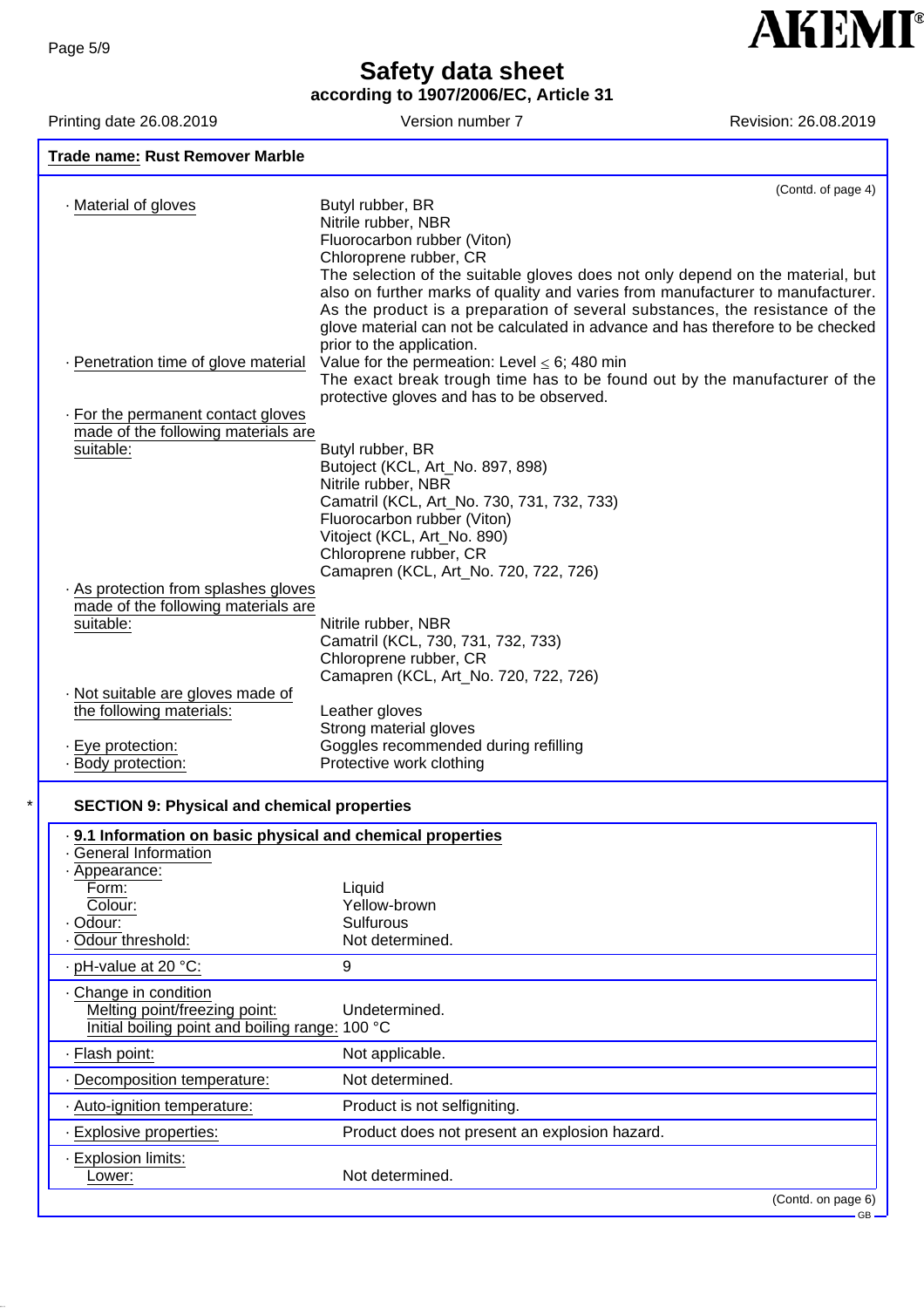**Trade name:** Rust Remover Marble

(Contd. of page 4)

· **Material of gloves**

Butyl rubber, BR
Nitrile rubber, NBR
Fluorocarbon rubber (Viton)
Chloroprene rubber, CR
The selection of the suitable gloves does not only depend on the material, but also on further marks of quality and varies from manufacturer to manufacturer. As the product is a preparation of several substances, the resistance of the glove material can not be calculated in advance and has therefore to be checked prior to the application.

· **Penetration time of glove material**

Value for the permeation: Level ≤ 6; 480 min
The exact break trough time has to be found out by the manufacturer of the protective gloves and has to be observed.

· **For the permanent contact gloves made of the following materials are suitable:**

Butyl rubber, BR
Butoject (KCL, Art_No. 897, 898)
Nitrile rubber, NBR
Camatril (KCL, Art_No. 730, 731, 732, 733)
Fluorocarbon rubber (Viton)
Vitoject (KCL, Art_No. 890)
Chloroprene rubber, CR
Camapren (KCL, Art_No. 720, 722, 726)

· **As protection from splashes gloves made of the following materials are suitable:**

Nitrile rubber, NBR
Camatril (KCL, 730, 731, 732, 733)
Chloroprene rubber, CR
Camapren (KCL, Art_No. 720, 722, 726)

· **Not suitable are gloves made of the following materials:**

Leather gloves
Strong material gloves

· **Eye protection:** Goggles recommended during refilling
· **Body protection:** Protective work clothing

\* **SECTION 9: Physical and chemical properties**

· **9.1 Information on basic physical and chemical properties**
· General Information
· Appearance:
  Form: Liquid
  Colour: Yellow-brown
· Odour: Sulfurous
· Odour threshold: Not determined.

· pH-value at 20 °C: 9

· Change in condition
  Melting point/freezing point: Undetermined.
  Initial boiling point and boiling range: 100 °C

· Flash point: Not applicable.

· Decomposition temperature: Not determined.

· Auto-ignition temperature: Product is not selfigniting.

· Explosive properties: Product does not present an explosion hazard.

· Explosion limits:
  Lower: Not determined.

(Contd. on page 6)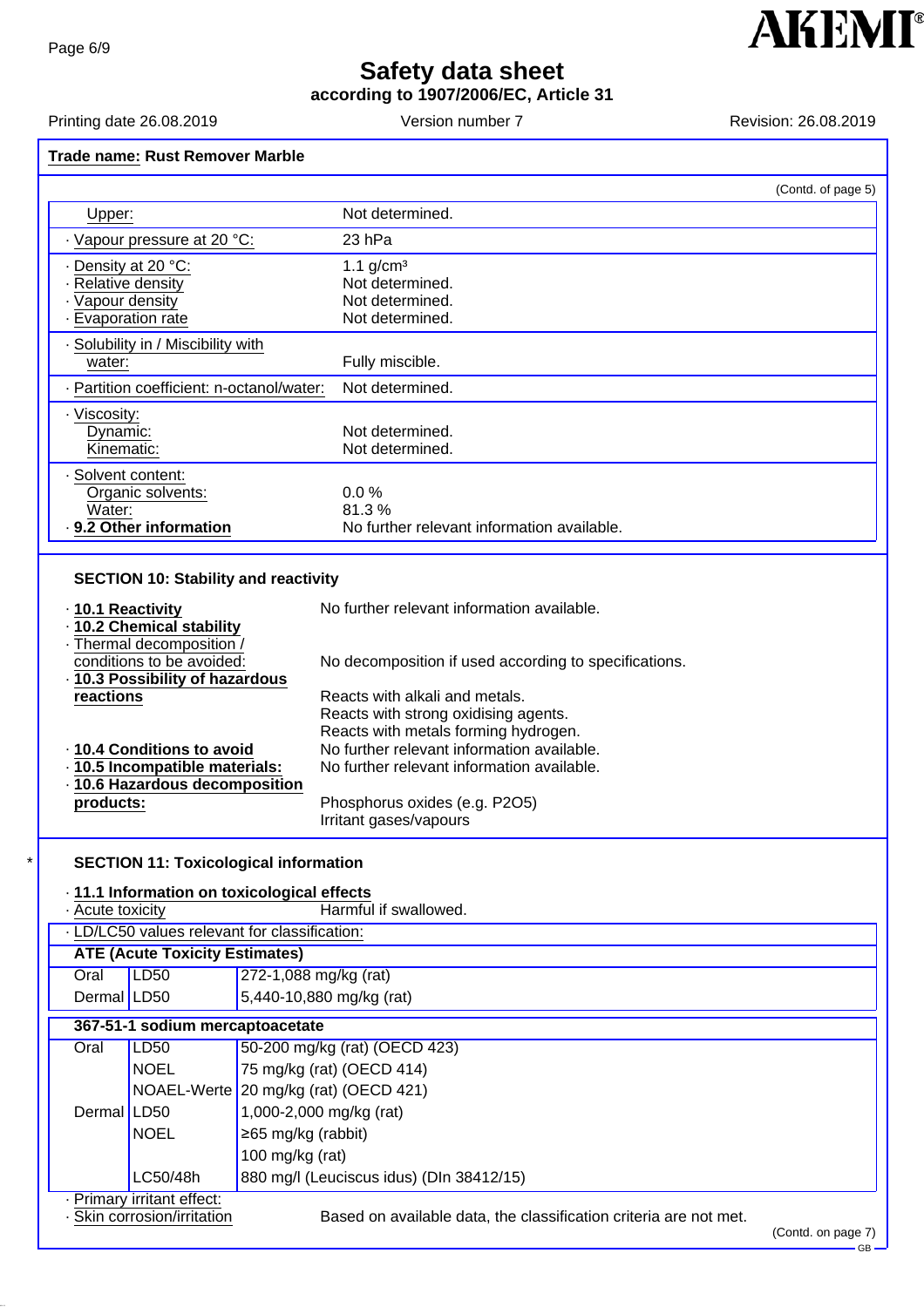Safety data sheet
according to 1907/2006/EC, Article 31

Printing date 26.08.2019 Version number 7 Revision: 26.08.2019

**Trade name: Rust Remover Marble**

(Contd. of page 5)

| | |
|---|---|
| Upper: | Not determined. |
| · Vapour pressure at 20 °C: | 23 hPa |
| · Density at 20 °C: | 1.1 g/cm³ |
| · Relative density | Not determined. |
| · Vapour density | Not determined. |
| · Evaporation rate | Not determined. |
| · Solubility in / Miscibility with water: | Fully miscible. |
| · Partition coefficient: n-octanol/water: | Not determined. |
| · Viscosity: | |
| Dynamic: | Not determined. |
| Kinematic: | Not determined. |
| · Solvent content: | |
| Organic solvents: | 0.0 % |
| Water: | 81.3 % |
| · **9.2 Other information** | No further relevant information available. |

## SECTION 10: Stability and reactivity

· **10.1 Reactivity** No further relevant information available.

· **10.2 Chemical stability**

· Thermal decomposition / conditions to be avoided: No decomposition if used according to specifications.

· **10.3 Possibility of hazardous reactions** Reacts with alkali and metals.
Reacts with strong oxidising agents.
Reacts with metals forming hydrogen.

· **10.4 Conditions to avoid** No further relevant information available.

· **10.5 Incompatible materials:** No further relevant information available.

· **10.6 Hazardous decomposition products:** Phosphorus oxides (e.g. P2O5)
Irritant gases/vapours

\* 

## SECTION 11: Toxicological information

· **11.1 Information on toxicological effects**

· Acute toxicity Harmful if swallowed.

· LD/LC50 values relevant for classification:

| **ATE (Acute Toxicity Estimates)** | | |
|---|---|---|
| Oral | LD50 | 272-1,088 mg/kg (rat) |
| Dermal | LD50 | 5,440-10,880 mg/kg (rat) |

| **367-51-1 sodium mercaptoacetate** | | |
|---|---|---|
| Oral | LD50 | 50-200 mg/kg (rat) (OECD 423) |
| | NOEL | 75 mg/kg (rat) (OECD 414) |
| | NOAEL-Werte | 20 mg/kg (rat) (OECD 421) |
| Dermal | LD50 | 1,000-2,000 mg/kg (rat) |
| | NOEL | ≥65 mg/kg (rabbit) |
| | | 100 mg/kg (rat) |
| | LC50/48h | 880 mg/l (Leuciscus idus) (DIn 38412/15) |

· Primary irritant effect:

· Skin corrosion/irritation Based on available data, the classification criteria are not met.

(Contd. on page 7)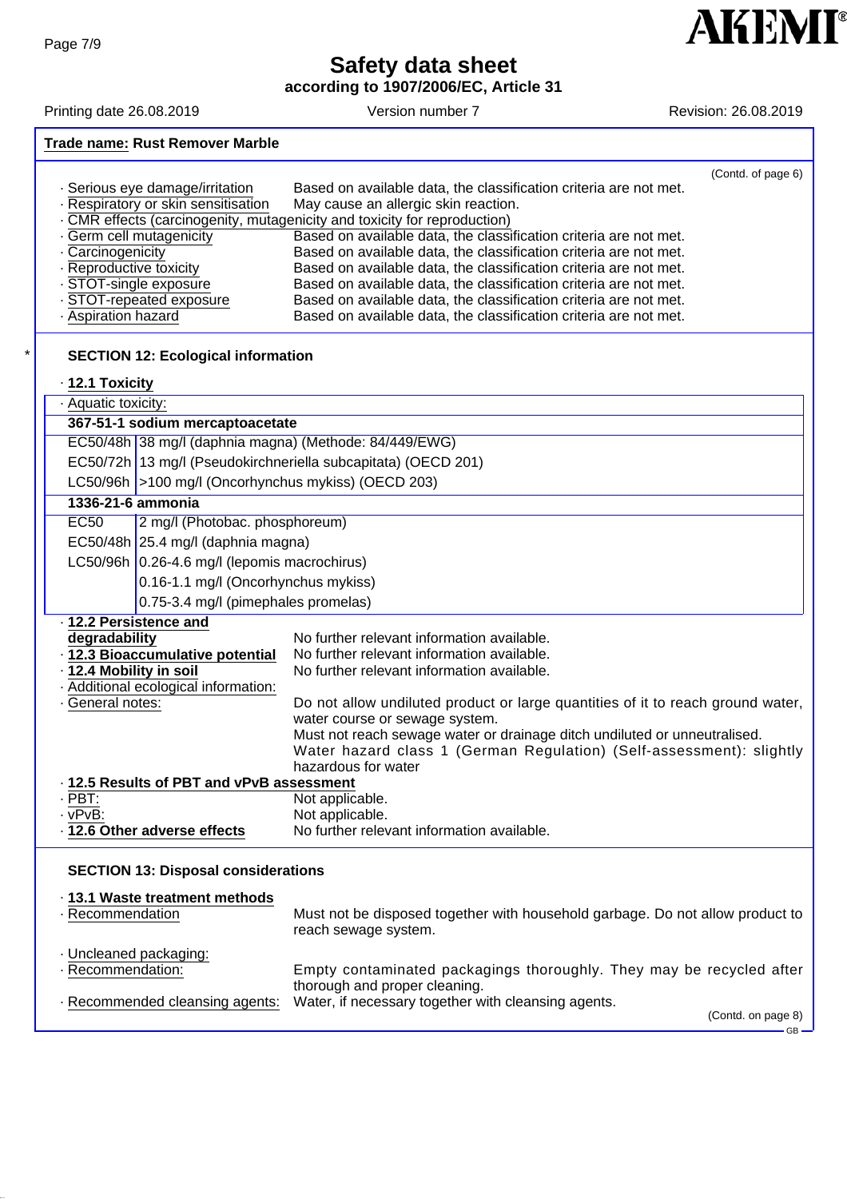## Trade name: Rust Remover Marble

(Contd. of page 6)

- **Serious eye damage/irritation** Based on available data, the classification criteria are not met.
- **Respiratory or skin sensitisation** May cause an allergic skin reaction.
- **CMR effects (carcinogenity, mutagenicity and toxicity for reproduction)**
- **Germ cell mutagenicity** Based on available data, the classification criteria are not met.
- **Carcinogenicity** Based on available data, the classification criteria are not met.
- **Reproductive toxicity** Based on available data, the classification criteria are not met.
- **STOT-single exposure** Based on available data, the classification criteria are not met.
- **STOT-repeated exposure** Based on available data, the classification criteria are not met.
- **Aspiration hazard** Based on available data, the classification criteria are not met.

\* 

## SECTION 12: Ecological information

- **12.1 Toxicity**

| Aquatic toxicity: | |
|---|---|
| **367-51-1 sodium mercaptoacetate** | |
| EC50/48h | 38 mg/l (daphnia magna) (Methode: 84/449/EWG) |
| EC50/72h | 13 mg/l (Pseudokirchneriella subcapitata) (OECD 201) |
| LC50/96h | >100 mg/l (Oncorhynchus mykiss) (OECD 203) |
| **1336-21-6 ammonia** | |
| EC50 | 2 mg/l (Photobac. phosphoreum) |
| EC50/48h | 25.4 mg/l (daphnia magna) |
| LC50/96h | 0.26-4.6 mg/l (lepomis macrochirus) |
| | 0.16-1.1 mg/l (Oncorhynchus mykiss) |
| | 0.75-3.4 mg/l (pimephales promelas) |

- **12.2 Persistence and degradability** No further relevant information available.
- **12.3 Bioaccumulative potential** No further relevant information available.
- **12.4 Mobility in soil** No further relevant information available.
- **Additional ecological information:**
- **General notes:** Do not allow undiluted product or large quantities of it to reach ground water, water course or sewage system.
  Must not reach sewage water or drainage ditch undiluted or unneutralised.
  Water hazard class 1 (German Regulation) (Self-assessment): slightly hazardous for water
- **12.5 Results of PBT and vPvB assessment**
- **PBT:** Not applicable.
- **vPvB:** Not applicable.
- **12.6 Other adverse effects** No further relevant information available.

## SECTION 13: Disposal considerations

- **13.1 Waste treatment methods**
- **Recommendation** Must not be disposed together with household garbage. Do not allow product to reach sewage system.

- **Uncleaned packaging:**
- **Recommendation:** Empty contaminated packagings thoroughly. They may be recycled after thorough and proper cleaning.
- **Recommended cleansing agents:** Water, if necessary together with cleansing agents.

(Contd. on page 8)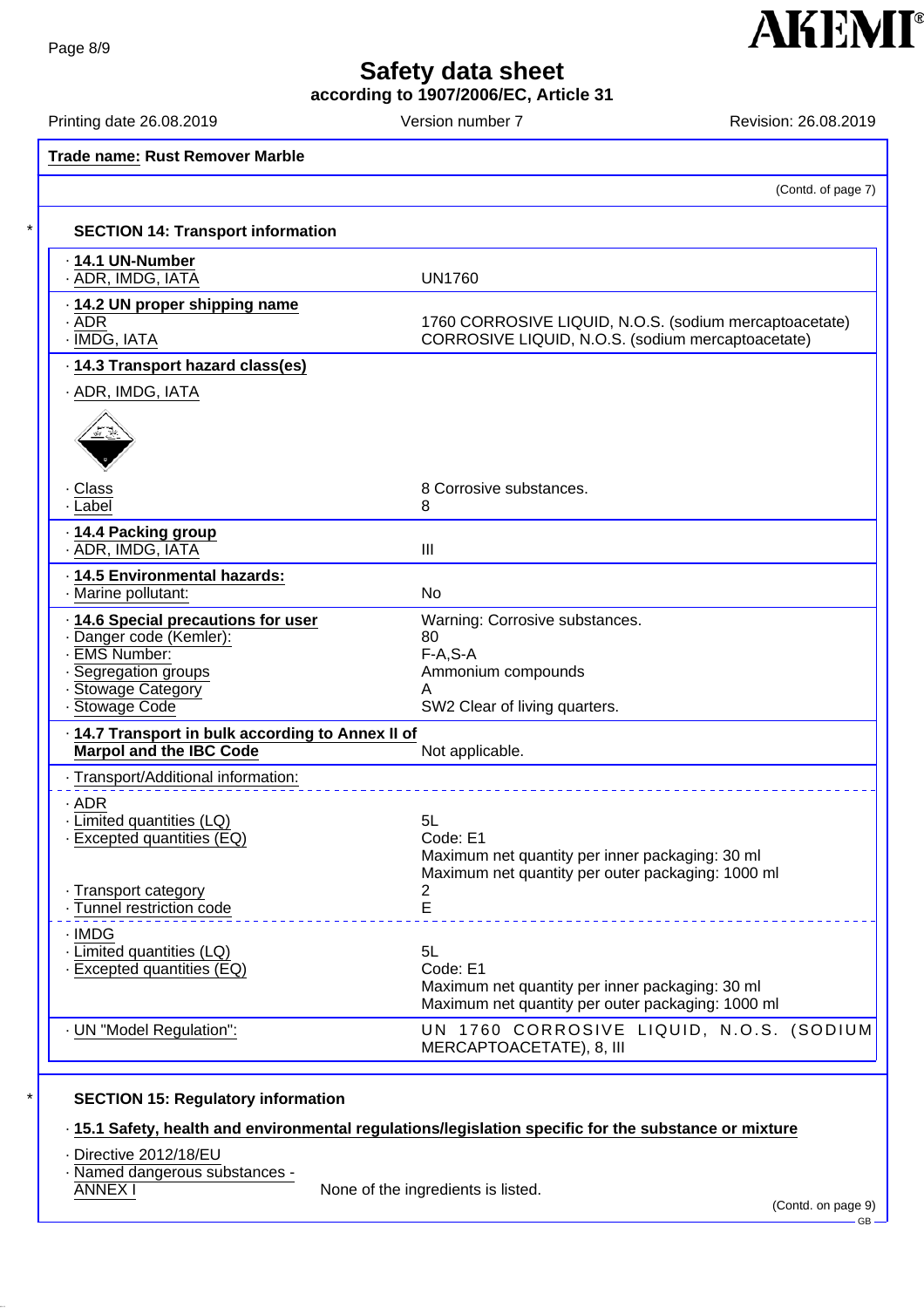**Trade name: Rust Remover Marble**

(Contd. of page 7)

## SECTION 14: Transport information

| | |
|---|---|
| · **14.1 UN-Number** | |
| · ADR, IMDG, IATA | UN1760 |
| · **14.2 UN proper shipping name** | |
| · ADR | 1760 CORROSIVE LIQUID, N.O.S. (sodium mercaptoacetate) |
| · IMDG, IATA | CORROSIVE LIQUID, N.O.S. (sodium mercaptoacetate) |
| · **14.3 Transport hazard class(es)** | |
| · ADR, IMDG, IATA | |
| · Class | 8 Corrosive substances. |
| · Label | 8 |
| · **14.4 Packing group** | |
| · ADR, IMDG, IATA | III |
| · **14.5 Environmental hazards:** | |
| · Marine pollutant: | No |
| · **14.6 Special precautions for user** | Warning: Corrosive substances. |
| · Danger code (Kemler): | 80 |
| · EMS Number: | F-A,S-A |
| · Segregation groups | Ammonium compounds |
| · Stowage Category | A |
| · Stowage Code | SW2 Clear of living quarters. |
| · **14.7 Transport in bulk according to Annex II of Marpol and the IBC Code** | Not applicable. |
| · Transport/Additional information: | |
| · ADR | |
| · Limited quantities (LQ) | 5L |
| · Excepted quantities (EQ) | Code: E1<br>Maximum net quantity per inner packaging: 30 ml<br>Maximum net quantity per outer packaging: 1000 ml |
| · Transport category | 2 |
| · Tunnel restriction code | E |
| · IMDG | |
| · Limited quantities (LQ) | 5L |
| · Excepted quantities (EQ) | Code: E1<br>Maximum net quantity per inner packaging: 30 ml<br>Maximum net quantity per outer packaging: 1000 ml |
| · UN "Model Regulation": | UN 1760 CORROSIVE LIQUID, N.O.S. (SODIUM MERCAPTOACETATE), 8, III |

## SECTION 15: Regulatory information

· **15.1 Safety, health and environmental regulations/legislation specific for the substance or mixture**

· Directive 2012/18/EU

· Named dangerous substances - ANNEX I — None of the ingredients is listed.

(Contd. on page 9)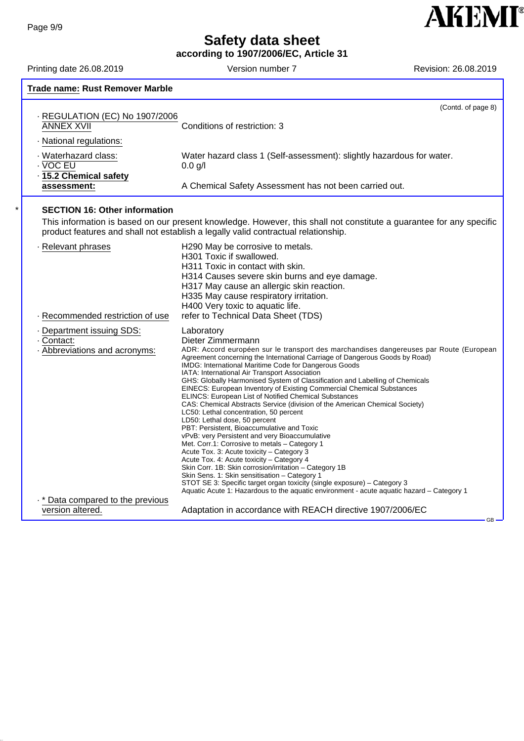**Trade name: Rust Remover Marble**

(Contd. of page 8)

· REGULATION (EC) No 1907/2006 ANNEX XVII: Conditions of restriction: 3

· National regulations:

· Waterhazard class: Water hazard class 1 (Self-assessment): slightly hazardous for water.

· VOC EU: 0.0 g/l

· **15.2 Chemical safety assessment:** A Chemical Safety Assessment has not been carried out.

## * SECTION 16: Other information

This information is based on our present knowledge. However, this shall not constitute a guarantee for any specific product features and shall not establish a legally valid contractual relationship.

· Relevant phrases

H290 May be corrosive to metals.
H301 Toxic if swallowed.
H311 Toxic in contact with skin.
H314 Causes severe skin burns and eye damage.
H317 May cause an allergic skin reaction.
H335 May cause respiratory irritation.
H400 Very toxic to aquatic life.

· Recommended restriction of use: refer to Technical Data Sheet (TDS)

· Department issuing SDS: Laboratory

· Contact: Dieter Zimmermann

· Abbreviations and acronyms:

ADR: Accord européen sur le transport des marchandises dangereuses par Route (European Agreement concerning the International Carriage of Dangerous Goods by Road)
IMDG: International Maritime Code for Dangerous Goods
IATA: International Air Transport Association
GHS: Globally Harmonised System of Classification and Labelling of Chemicals
EINECS: European Inventory of Existing Commercial Chemical Substances
ELINCS: European List of Notified Chemical Substances
CAS: Chemical Abstracts Service (division of the American Chemical Society)
LC50: Lethal concentration, 50 percent
LD50: Lethal dose, 50 percent
PBT: Persistent, Bioaccumulative and Toxic
vPvB: very Persistent and very Bioaccumulative
Met. Corr.1: Corrosive to metals – Category 1
Acute Tox. 3: Acute toxicity – Category 3
Acute Tox. 4: Acute toxicity – Category 4
Skin Corr. 1B: Skin corrosion/irritation – Category 1B
Skin Sens. 1: Skin sensitisation – Category 1
STOT SE 3: Specific target organ toxicity (single exposure) – Category 3
Aquatic Acute 1: Hazardous to the aquatic environment - acute aquatic hazard – Category 1

· * Data compared to the previous version altered. Adaptation in accordance with REACH directive 1907/2006/EC

GB